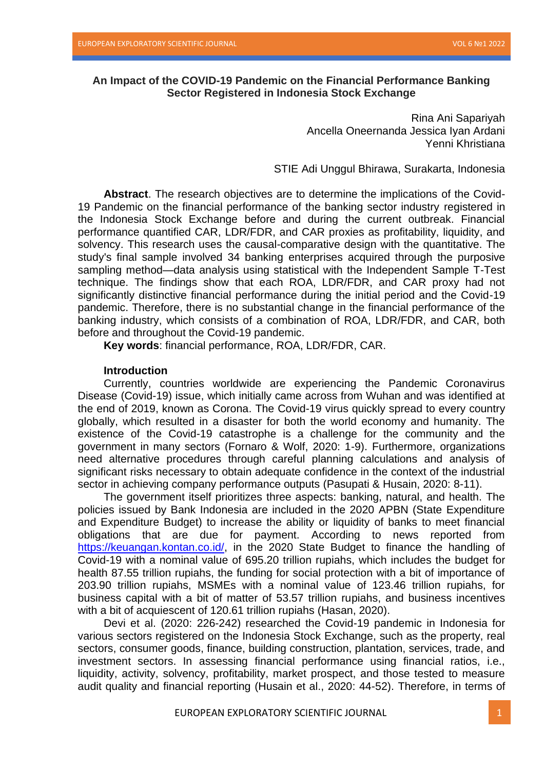# An Impact of the COVID-19 Pandemic on the Financial Performance Banking Sector Registered in Indonesia Stock Exchange

Rina Ani Sapariyah
Ancella Oneernanda Jessica Iyan Ardani
Yenni Khristiana

STIE Adi Unggul Bhirawa, Surakarta, Indonesia

**Abstract**. The research objectives are to determine the implications of the Covid-19 Pandemic on the financial performance of the banking sector industry registered in the Indonesia Stock Exchange before and during the current outbreak. Financial performance quantified CAR, LDR/FDR, and CAR proxies as profitability, liquidity, and solvency. This research uses the causal-comparative design with the quantitative. The study's final sample involved 34 banking enterprises acquired through the purposive sampling method—data analysis using statistical with the Independent Sample T-Test technique. The findings show that each ROA, LDR/FDR, and CAR proxy had not significantly distinctive financial performance during the initial period and the Covid-19 pandemic. Therefore, there is no substantial change in the financial performance of the banking industry, which consists of a combination of ROA, LDR/FDR, and CAR, both before and throughout the Covid-19 pandemic.

**Key words**: financial performance, ROA, LDR/FDR, CAR.

## Introduction

Currently, countries worldwide are experiencing the Pandemic Coronavirus Disease (Covid-19) issue, which initially came across from Wuhan and was identified at the end of 2019, known as Corona. The Covid-19 virus quickly spread to every country globally, which resulted in a disaster for both the world economy and humanity. The existence of the Covid-19 catastrophe is a challenge for the community and the government in many sectors (Fornaro & Wolf, 2020: 1-9). Furthermore, organizations need alternative procedures through careful planning calculations and analysis of significant risks necessary to obtain adequate confidence in the context of the industrial sector in achieving company performance outputs (Pasupati & Husain, 2020: 8-11).

The government itself prioritizes three aspects: banking, natural, and health. The policies issued by Bank Indonesia are included in the 2020 APBN (State Expenditure and Expenditure Budget) to increase the ability or liquidity of banks to meet financial obligations that are due for payment. According to news reported from https://keuangan.kontan.co.id/, in the 2020 State Budget to finance the handling of Covid-19 with a nominal value of 695.20 trillion rupiahs, which includes the budget for health 87.55 trillion rupiahs, the funding for social protection with a bit of importance of 203.90 trillion rupiahs, MSMEs with a nominal value of 123.46 trillion rupiahs, for business capital with a bit of matter of 53.57 trillion rupiahs, and business incentives with a bit of acquiescent of 120.61 trillion rupiahs (Hasan, 2020).

Devi et al. (2020: 226-242) researched the Covid-19 pandemic in Indonesia for various sectors registered on the Indonesia Stock Exchange, such as the property, real sectors, consumer goods, finance, building construction, plantation, services, trade, and investment sectors. In assessing financial performance using financial ratios, i.e., liquidity, activity, solvency, profitability, market prospect, and those tested to measure audit quality and financial reporting (Husain et al., 2020: 44-52). Therefore, in terms of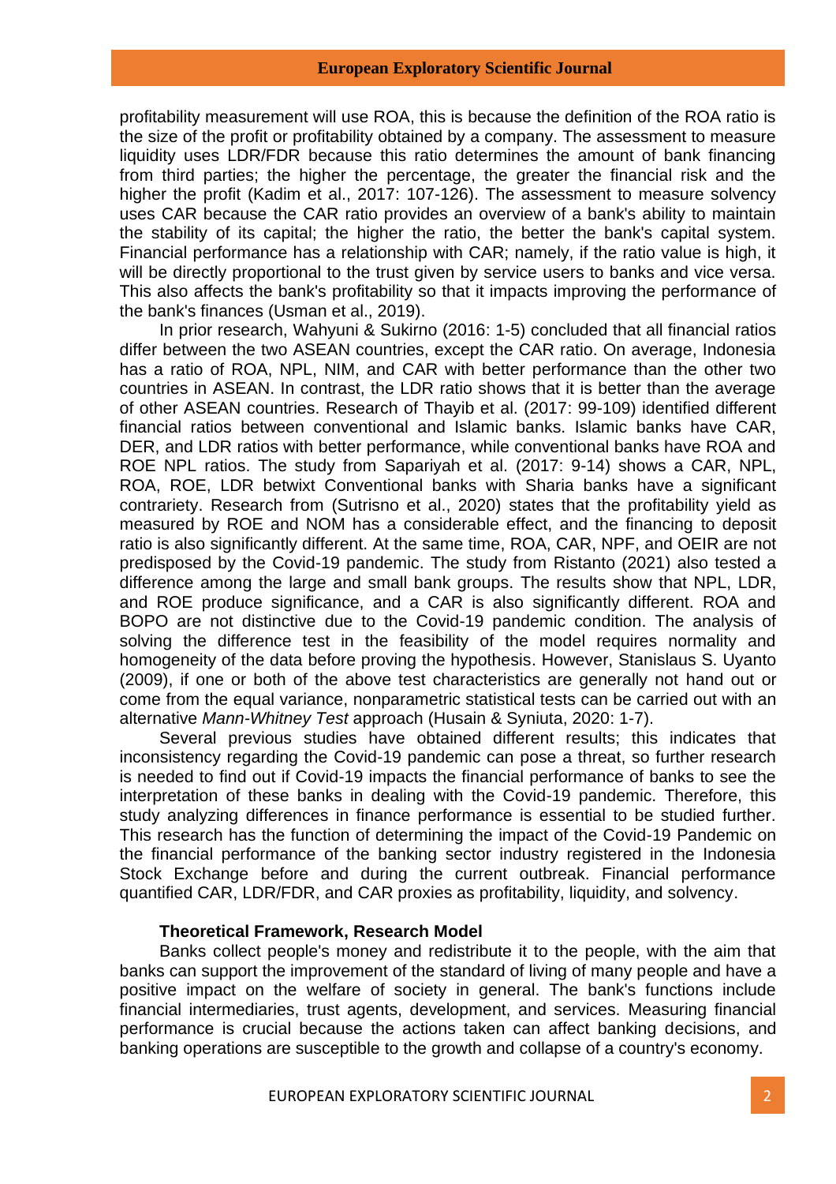profitability measurement will use ROA, this is because the definition of the ROA ratio is the size of the profit or profitability obtained by a company. The assessment to measure liquidity uses LDR/FDR because this ratio determines the amount of bank financing from third parties; the higher the percentage, the greater the financial risk and the higher the profit (Kadim et al., 2017: 107-126). The assessment to measure solvency uses CAR because the CAR ratio provides an overview of a bank's ability to maintain the stability of its capital; the higher the ratio, the better the bank's capital system. Financial performance has a relationship with CAR; namely, if the ratio value is high, it will be directly proportional to the trust given by service users to banks and vice versa. This also affects the bank's profitability so that it impacts improving the performance of the bank's finances (Usman et al., 2019).

In prior research, Wahyuni & Sukirno (2016: 1-5) concluded that all financial ratios differ between the two ASEAN countries, except the CAR ratio. On average, Indonesia has a ratio of ROA, NPL, NIM, and CAR with better performance than the other two countries in ASEAN. In contrast, the LDR ratio shows that it is better than the average of other ASEAN countries. Research of Thayib et al. (2017: 99-109) identified different financial ratios between conventional and Islamic banks. Islamic banks have CAR, DER, and LDR ratios with better performance, while conventional banks have ROA and ROE NPL ratios. The study from Sapariyah et al. (2017: 9-14) shows a CAR, NPL, ROA, ROE, LDR betwixt Conventional banks with Sharia banks have a significant contrariety. Research from (Sutrisno et al., 2020) states that the profitability yield as measured by ROE and NOM has a considerable effect, and the financing to deposit ratio is also significantly different. At the same time, ROA, CAR, NPF, and OEIR are not predisposed by the Covid-19 pandemic. The study from Ristanto (2021) also tested a difference among the large and small bank groups. The results show that NPL, LDR, and ROE produce significance, and a CAR is also significantly different. ROA and BOPO are not distinctive due to the Covid-19 pandemic condition. The analysis of solving the difference test in the feasibility of the model requires normality and homogeneity of the data before proving the hypothesis. However, Stanislaus S. Uyanto (2009), if one or both of the above test characteristics are generally not hand out or come from the equal variance, nonparametric statistical tests can be carried out with an alternative *Mann-Whitney Test* approach (Husain & Syniuta, 2020: 1-7).

Several previous studies have obtained different results; this indicates that inconsistency regarding the Covid-19 pandemic can pose a threat, so further research is needed to find out if Covid-19 impacts the financial performance of banks to see the interpretation of these banks in dealing with the Covid-19 pandemic. Therefore, this study analyzing differences in finance performance is essential to be studied further. This research has the function of determining the impact of the Covid-19 Pandemic on the financial performance of the banking sector industry registered in the Indonesia Stock Exchange before and during the current outbreak. Financial performance quantified CAR, LDR/FDR, and CAR proxies as profitability, liquidity, and solvency.

### Theoretical Framework, Research Model

Banks collect people's money and redistribute it to the people, with the aim that banks can support the improvement of the standard of living of many people and have a positive impact on the welfare of society in general. The bank's functions include financial intermediaries, trust agents, development, and services. Measuring financial performance is crucial because the actions taken can affect banking decisions, and banking operations are susceptible to the growth and collapse of a country's economy.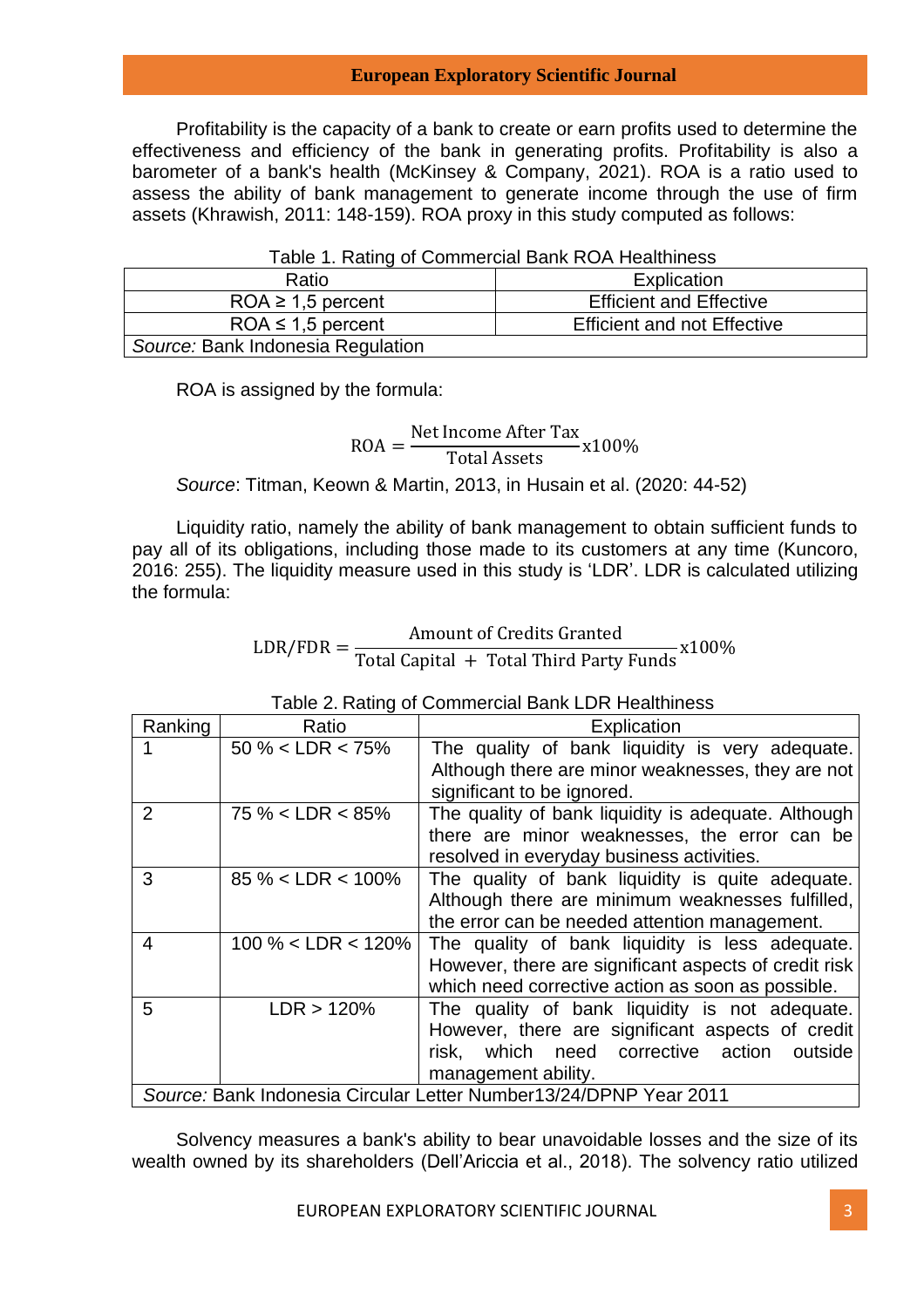Profitability is the capacity of a bank to create or earn profits used to determine the effectiveness and efficiency of the bank in generating profits. Profitability is also a barometer of a bank's health (McKinsey & Company, 2021). ROA is a ratio used to assess the ability of bank management to generate income through the use of firm assets (Khrawish, 2011: 148-159). ROA proxy in this study computed as follows:

Table 1. Rating of Commercial Bank ROA Healthiness

| Ratio | Explication |
|---|---|
| ROA ≥ 1,5 percent | Efficient and Effective |
| ROA ≤ 1,5 percent | Efficient and not Effective |
| *Source:* Bank Indonesia Regulation | |

ROA is assigned by the formula:

$$\text{ROA} = \frac{\text{Net Income After Tax}}{\text{Total Assets}} \text{x}100\%$$

*Source*: Titman, Keown & Martin, 2013, in Husain et al. (2020: 44-52)

Liquidity ratio, namely the ability of bank management to obtain sufficient funds to pay all of its obligations, including those made to its customers at any time (Kuncoro, 2016: 255). The liquidity measure used in this study is 'LDR'. LDR is calculated utilizing the formula:

$$\text{LDR/FDR} = \frac{\text{Amount of Credits Granted}}{\text{Total Capital} + \text{Total Third Party Funds}} \text{x}100\%$$

Table 2. Rating of Commercial Bank LDR Healthiness

| Ranking | Ratio | Explication |
|---|---|---|
| 1 | 50 % < LDR < 75% | The quality of bank liquidity is very adequate. Although there are minor weaknesses, they are not significant to be ignored. |
| 2 | 75 % < LDR < 85% | The quality of bank liquidity is adequate. Although there are minor weaknesses, the error can be resolved in everyday business activities. |
| 3 | 85 % < LDR < 100% | The quality of bank liquidity is quite adequate. Although there are minimum weaknesses fulfilled, the error can be needed attention management. |
| 4 | 100 % < LDR < 120% | The quality of bank liquidity is less adequate. However, there are significant aspects of credit risk which need corrective action as soon as possible. |
| 5 | LDR > 120% | The quality of bank liquidity is not adequate. However, there are significant aspects of credit risk, which need corrective action outside management ability. |
| *Source:* Bank Indonesia Circular Letter Number13/24/DPNP Year 2011 | | |

Solvency measures a bank's ability to bear unavoidable losses and the size of its wealth owned by its shareholders (Dell'Ariccia et al., 2018). The solvency ratio utilized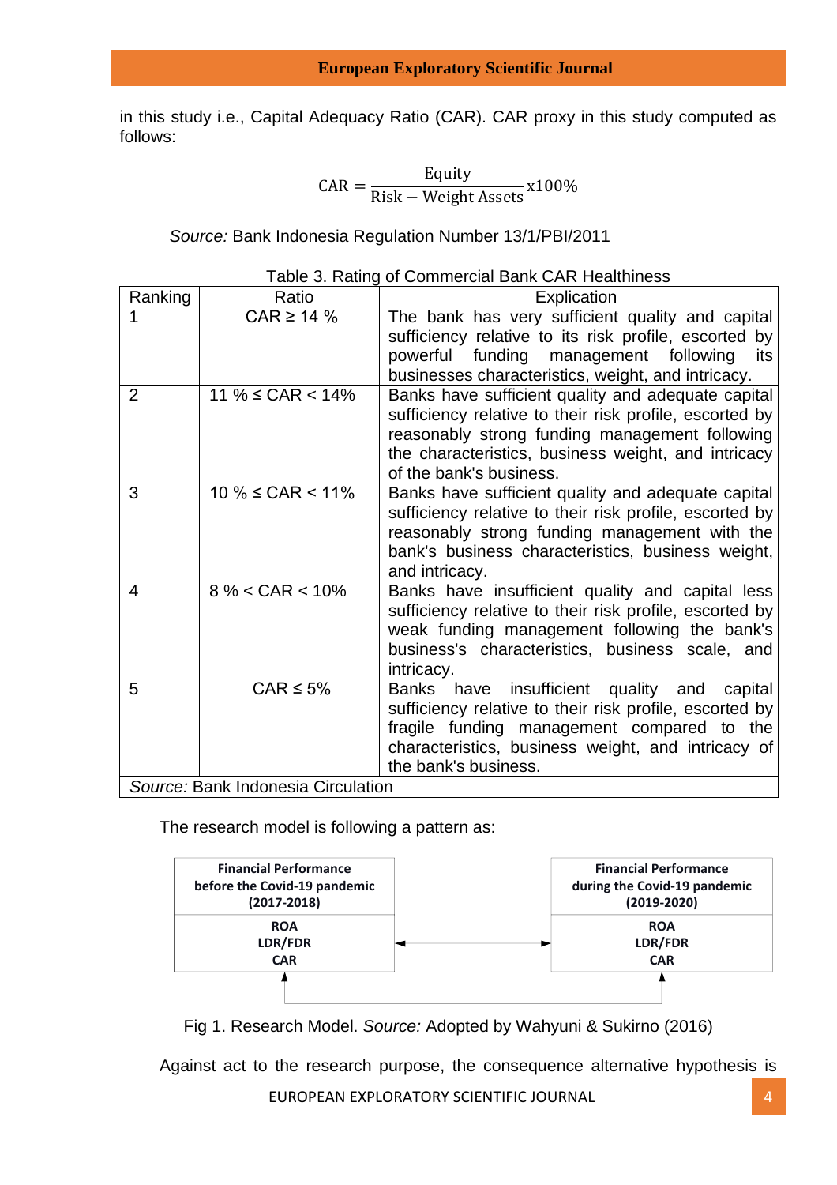in this study i.e., Capital Adequacy Ratio (CAR). CAR proxy in this study computed as follows:

$$\text{CAR} = \frac{\text{Equity}}{\text{Risk} - \text{Weight Assets}} \text{x}100\%$$

*Source:* Bank Indonesia Regulation Number 13/1/PBI/2011

Table 3. Rating of Commercial Bank CAR Healthiness

| Ranking | Ratio | Explication |
|---|---|---|
| 1 | CAR ≥ 14 % | The bank has very sufficient quality and capital sufficiency relative to its risk profile, escorted by powerful funding management following its businesses characteristics, weight, and intricacy. |
| 2 | 11 % ≤ CAR < 14% | Banks have sufficient quality and adequate capital sufficiency relative to their risk profile, escorted by reasonably strong funding management following the characteristics, business weight, and intricacy of the bank's business. |
| 3 | 10 % ≤ CAR < 11% | Banks have sufficient quality and adequate capital sufficiency relative to their risk profile, escorted by reasonably strong funding management with the bank's business characteristics, business weight, and intricacy. |
| 4 | 8 % < CAR < 10% | Banks have insufficient quality and capital less sufficiency relative to their risk profile, escorted by weak funding management following the bank's business's characteristics, business scale, and intricacy. |
| 5 | CAR ≤ 5% | Banks have insufficient quality and capital sufficiency relative to their risk profile, escorted by fragile funding management compared to the characteristics, business weight, and intricacy of the bank's business. |

*Source:* Bank Indonesia Circulation

The research model is following a pattern as:

| **Financial Performance before the Covid-19 pandemic (2017-2018)** | | **Financial Performance during the Covid-19 pandemic (2019-2020)** |
|---|---|---|
| **ROA**<br>**LDR/FDR**<br>**CAR** | ◄——► | **ROA**<br>**LDR/FDR**<br>**CAR** |

Fig 1. Research Model. *Source:* Adopted by Wahyuni & Sukirno (2016)

Against act to the research purpose, the consequence alternative hypothesis is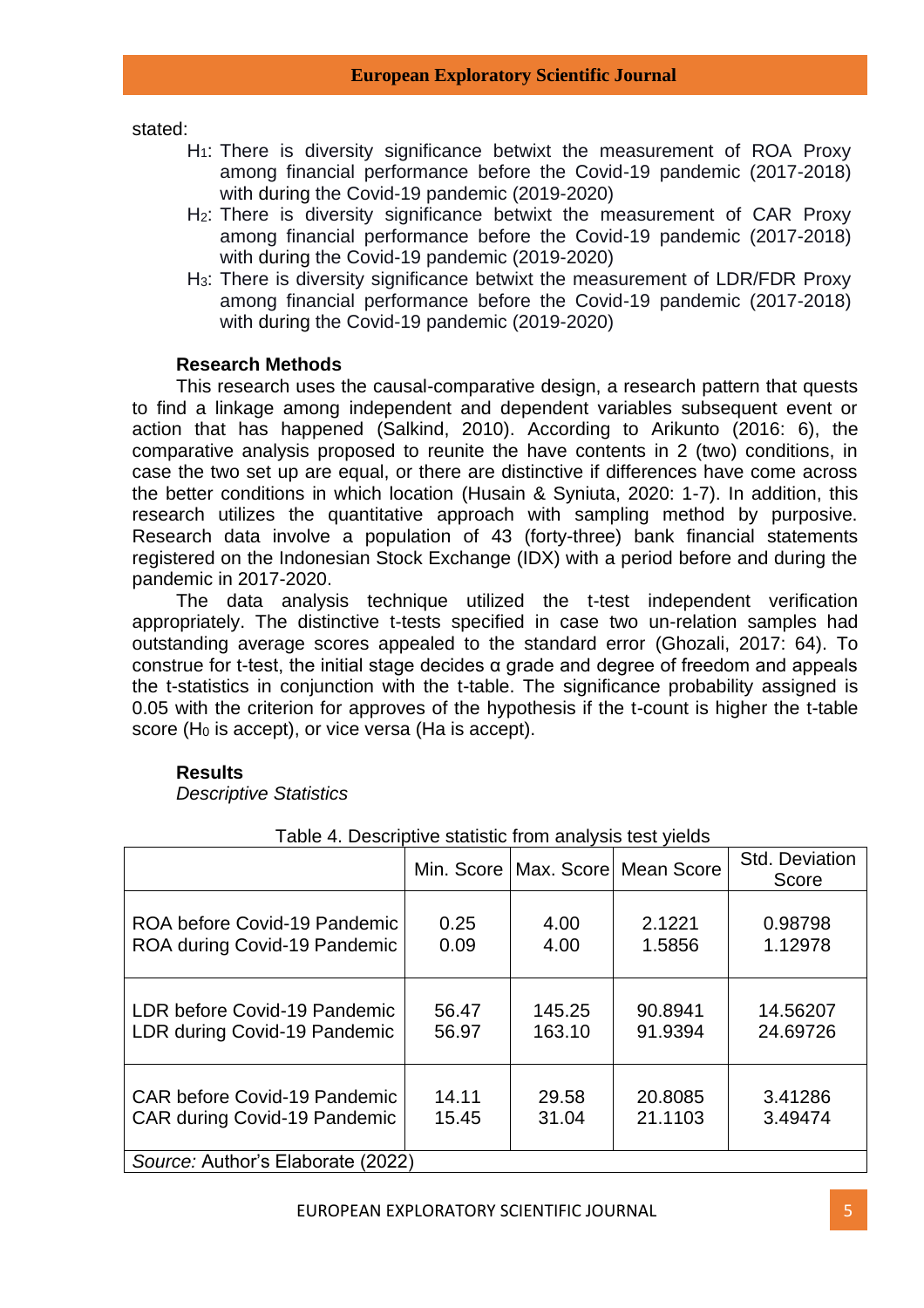stated:

- $H_1$: There is diversity significance betwixt the measurement of ROA Proxy among financial performance before the Covid-19 pandemic (2017-2018) with during the Covid-19 pandemic (2019-2020)
- $H_2$: There is diversity significance betwixt the measurement of CAR Proxy among financial performance before the Covid-19 pandemic (2017-2018) with during the Covid-19 pandemic (2019-2020)
- $H_3$: There is diversity significance betwixt the measurement of LDR/FDR Proxy among financial performance before the Covid-19 pandemic (2017-2018) with during the Covid-19 pandemic (2019-2020)

## Research Methods

This research uses the causal-comparative design, a research pattern that quests to find a linkage among independent and dependent variables subsequent event or action that has happened (Salkind, 2010). According to Arikunto (2016: 6), the comparative analysis proposed to reunite the have contents in 2 (two) conditions, in case the two set up are equal, or there are distinctive if differences have come across the better conditions in which location (Husain & Syniuta, 2020: 1-7). In addition, this research utilizes the quantitative approach with sampling method by purposive. Research data involve a population of 43 (forty-three) bank financial statements registered on the Indonesian Stock Exchange (IDX) with a period before and during the pandemic in 2017-2020.

The data analysis technique utilized the t-test independent verification appropriately. The distinctive t-tests specified in case two un-relation samples had outstanding average scores appealed to the standard error (Ghozali, 2017: 64). To construe for t-test, the initial stage decides α grade and degree of freedom and appeals the t-statistics in conjunction with the t-table. The significance probability assigned is 0.05 with the criterion for approves of the hypothesis if the t-count is higher the t-table score ($H_0$ is accept), or vice versa (Ha is accept).

## Results

*Descriptive Statistics*

Table 4. Descriptive statistic from analysis test yields

| | Min. Score | Max. Score | Mean Score | Std. Deviation Score |
|---|---|---|---|---|
| ROA before Covid-19 Pandemic | 0.25 | 4.00 | 2.1221 | 0.98798 |
| ROA during Covid-19 Pandemic | 0.09 | 4.00 | 1.5856 | 1.12978 |
| LDR before Covid-19 Pandemic | 56.47 | 145.25 | 90.8941 | 14.56207 |
| LDR during Covid-19 Pandemic | 56.97 | 163.10 | 91.9394 | 24.69726 |
| CAR before Covid-19 Pandemic | 14.11 | 29.58 | 20.8085 | 3.41286 |
| CAR during Covid-19 Pandemic | 15.45 | 31.04 | 21.1103 | 3.49474 |

*Source:* Author's Elaborate (2022)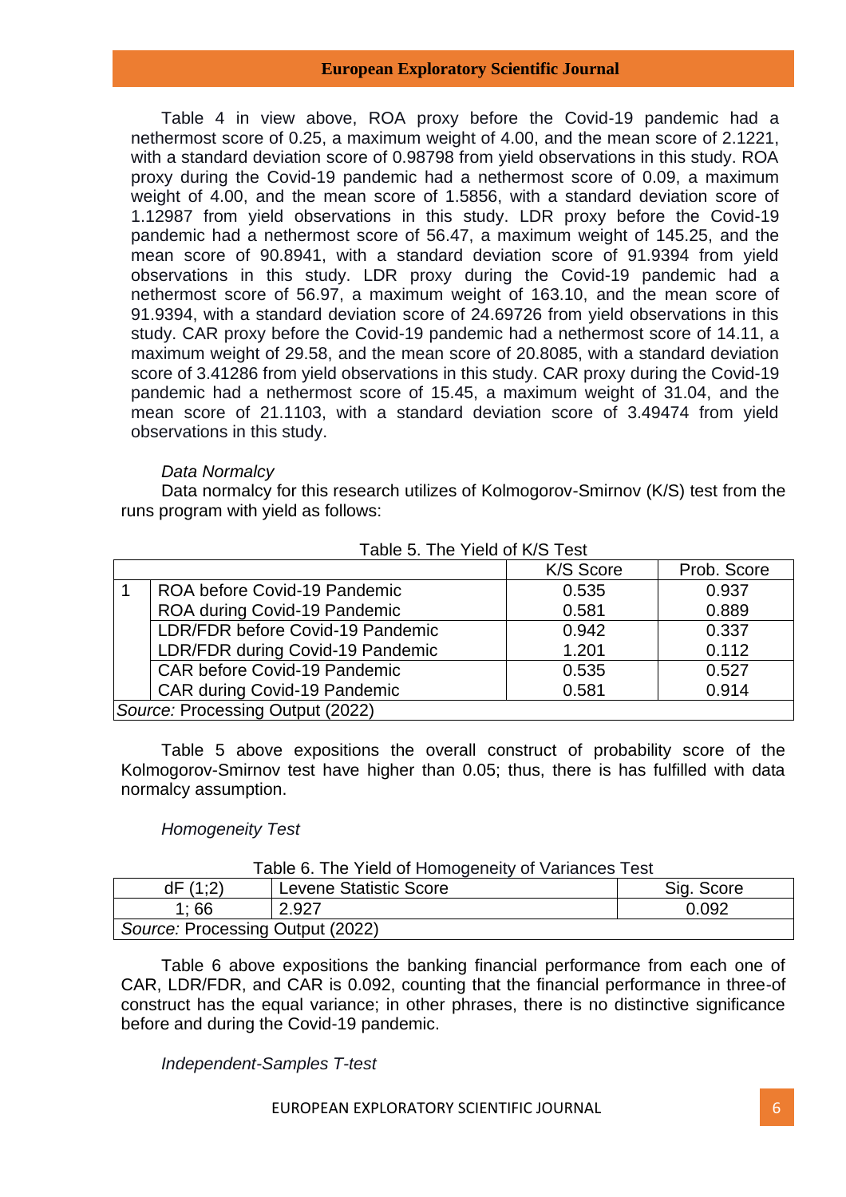Table 4 in view above, ROA proxy before the Covid-19 pandemic had a nethermost score of 0.25, a maximum weight of 4.00, and the mean score of 2.1221, with a standard deviation score of 0.98798 from yield observations in this study. ROA proxy during the Covid-19 pandemic had a nethermost score of 0.09, a maximum weight of 4.00, and the mean score of 1.5856, with a standard deviation score of 1.12987 from yield observations in this study. LDR proxy before the Covid-19 pandemic had a nethermost score of 56.47, a maximum weight of 145.25, and the mean score of 90.8941, with a standard deviation score of 91.9394 from yield observations in this study. LDR proxy during the Covid-19 pandemic had a nethermost score of 56.97, a maximum weight of 163.10, and the mean score of 91.9394, with a standard deviation score of 24.69726 from yield observations in this study. CAR proxy before the Covid-19 pandemic had a nethermost score of 14.11, a maximum weight of 29.58, and the mean score of 20.8085, with a standard deviation score of 3.41286 from yield observations in this study. CAR proxy during the Covid-19 pandemic had a nethermost score of 15.45, a maximum weight of 31.04, and the mean score of 21.1103, with a standard deviation score of 3.49474 from yield observations in this study.

*Data Normalcy*

Data normalcy for this research utilizes of Kolmogorov-Smirnov (K/S) test from the runs program with yield as follows:

Table 5. The Yield of K/S Test

| | | K/S Score | Prob. Score |
|---|---|---|---|
| 1 | ROA before Covid-19 Pandemic | 0.535 | 0.937 |
| | ROA during Covid-19 Pandemic | 0.581 | 0.889 |
| | LDR/FDR before Covid-19 Pandemic | 0.942 | 0.337 |
| | LDR/FDR during Covid-19 Pandemic | 1.201 | 0.112 |
| | CAR before Covid-19 Pandemic | 0.535 | 0.527 |
| | CAR during Covid-19 Pandemic | 0.581 | 0.914 |
| *Source:* Processing Output (2022) | | | |

Table 5 above expositions the overall construct of probability score of the Kolmogorov-Smirnov test have higher than 0.05; thus, there is has fulfilled with data normalcy assumption.

*Homogeneity Test*

Table 6. The Yield of Homogeneity of Variances Test

| dF (1;2) | Levene Statistic Score | Sig. Score |
|---|---|---|
| 1; 66 | 2.927 | 0.092 |
| *Source:* Processing Output (2022) | | |

Table 6 above expositions the banking financial performance from each one of CAR, LDR/FDR, and CAR is 0.092, counting that the financial performance in three-of construct has the equal variance; in other phrases, there is no distinctive significance before and during the Covid-19 pandemic.

*Independent-Samples T-test*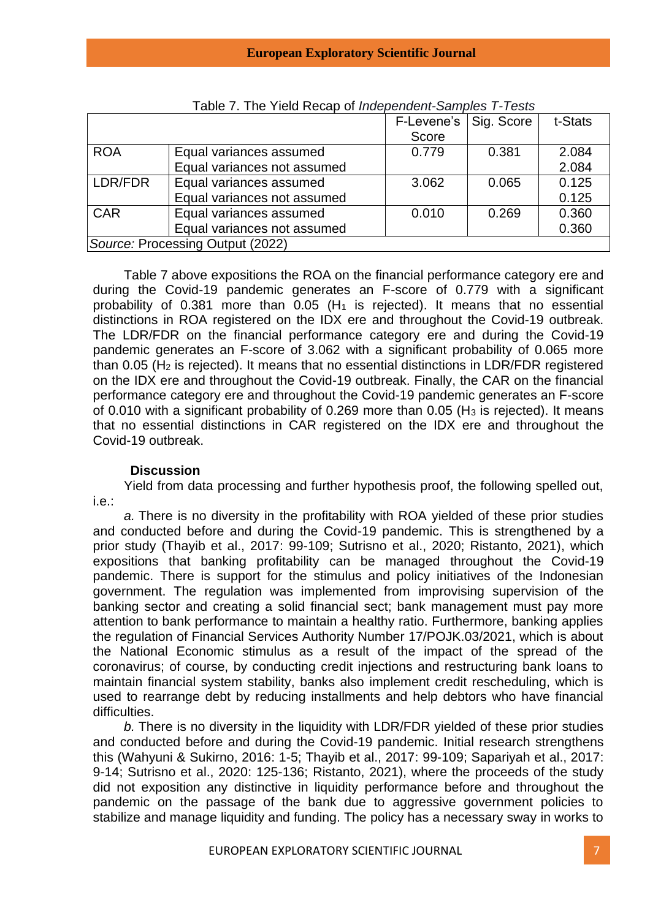Table 7. The Yield Recap of *Independent-Samples T-Tests*

| | | F-Levene's Score | Sig. Score | t-Stats |
|---|---|---|---|---|
| ROA | Equal variances assumed | 0.779 | 0.381 | 2.084 |
| | Equal variances not assumed | | | 2.084 |
| LDR/FDR | Equal variances assumed | 3.062 | 0.065 | 0.125 |
| | Equal variances not assumed | | | 0.125 |
| CAR | Equal variances assumed | 0.010 | 0.269 | 0.360 |
| | Equal variances not assumed | | | 0.360 |

*Source:* Processing Output (2022)

Table 7 above expositions the ROA on the financial performance category ere and during the Covid-19 pandemic generates an F-score of 0.779 with a significant probability of 0.381 more than 0.05 ($H_1$ is rejected). It means that no essential distinctions in ROA registered on the IDX ere and throughout the Covid-19 outbreak. The LDR/FDR on the financial performance category ere and during the Covid-19 pandemic generates an F-score of 3.062 with a significant probability of 0.065 more than 0.05 ($H_2$ is rejected). It means that no essential distinctions in LDR/FDR registered on the IDX ere and throughout the Covid-19 outbreak. Finally, the CAR on the financial performance category ere and throughout the Covid-19 pandemic generates an F-score of 0.010 with a significant probability of 0.269 more than 0.05 ($H_3$ is rejected). It means that no essential distinctions in CAR registered on the IDX ere and throughout the Covid-19 outbreak.

### Discussion

Yield from data processing and further hypothesis proof, the following spelled out, i.e.:

*a.* There is no diversity in the profitability with ROA yielded of these prior studies and conducted before and during the Covid-19 pandemic. This is strengthened by a prior study (Thayib et al., 2017: 99-109; Sutrisno et al., 2020; Ristanto, 2021), which expositions that banking profitability can be managed throughout the Covid-19 pandemic. There is support for the stimulus and policy initiatives of the Indonesian government. The regulation was implemented from improvising supervision of the banking sector and creating a solid financial sect; bank management must pay more attention to bank performance to maintain a healthy ratio. Furthermore, banking applies the regulation of Financial Services Authority Number 17/POJK.03/2021, which is about the National Economic stimulus as a result of the impact of the spread of the coronavirus; of course, by conducting credit injections and restructuring bank loans to maintain financial system stability, banks also implement credit rescheduling, which is used to rearrange debt by reducing installments and help debtors who have financial difficulties.

*b.* There is no diversity in the liquidity with LDR/FDR yielded of these prior studies and conducted before and during the Covid-19 pandemic. Initial research strengthens this (Wahyuni & Sukirno, 2016: 1-5; Thayib et al., 2017: 99-109; Sapariyah et al., 2017: 9-14; Sutrisno et al., 2020: 125-136; Ristanto, 2021), where the proceeds of the study did not exposition any distinctive in liquidity performance before and throughout the pandemic on the passage of the bank due to aggressive government policies to stabilize and manage liquidity and funding. The policy has a necessary sway in works to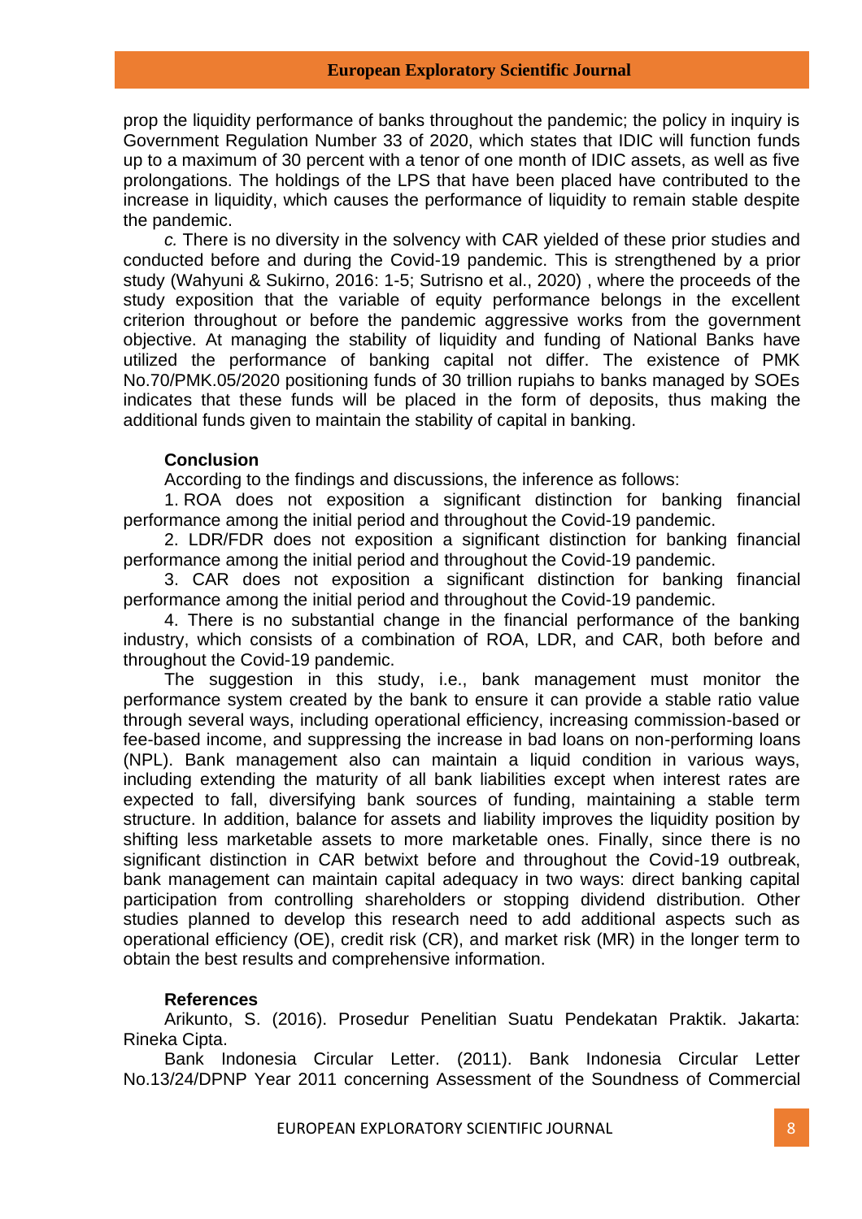prop the liquidity performance of banks throughout the pandemic; the policy in inquiry is Government Regulation Number 33 of 2020, which states that IDIC will function funds up to a maximum of 30 percent with a tenor of one month of IDIC assets, as well as five prolongations. The holdings of the LPS that have been placed have contributed to the increase in liquidity, which causes the performance of liquidity to remain stable despite the pandemic.

*c.* There is no diversity in the solvency with CAR yielded of these prior studies and conducted before and during the Covid-19 pandemic. This is strengthened by a prior study (Wahyuni & Sukirno, 2016: 1-5; Sutrisno et al., 2020) , where the proceeds of the study exposition that the variable of equity performance belongs in the excellent criterion throughout or before the pandemic aggressive works from the government objective. At managing the stability of liquidity and funding of National Banks have utilized the performance of banking capital not differ. The existence of PMK No.70/PMK.05/2020 positioning funds of 30 trillion rupiahs to banks managed by SOEs indicates that these funds will be placed in the form of deposits, thus making the additional funds given to maintain the stability of capital in banking.

## Conclusion

According to the findings and discussions, the inference as follows:

1. ROA does not exposition a significant distinction for banking financial performance among the initial period and throughout the Covid-19 pandemic.
2. LDR/FDR does not exposition a significant distinction for banking financial performance among the initial period and throughout the Covid-19 pandemic.
3. CAR does not exposition a significant distinction for banking financial performance among the initial period and throughout the Covid-19 pandemic.
4. There is no substantial change in the financial performance of the banking industry, which consists of a combination of ROA, LDR, and CAR, both before and throughout the Covid-19 pandemic.

The suggestion in this study, i.e., bank management must monitor the performance system created by the bank to ensure it can provide a stable ratio value through several ways, including operational efficiency, increasing commission-based or fee-based income, and suppressing the increase in bad loans on non-performing loans (NPL). Bank management also can maintain a liquid condition in various ways, including extending the maturity of all bank liabilities except when interest rates are expected to fall, diversifying bank sources of funding, maintaining a stable term structure. In addition, balance for assets and liability improves the liquidity position by shifting less marketable assets to more marketable ones. Finally, since there is no significant distinction in CAR betwixt before and throughout the Covid-19 outbreak, bank management can maintain capital adequacy in two ways: direct banking capital participation from controlling shareholders or stopping dividend distribution. Other studies planned to develop this research need to add additional aspects such as operational efficiency (OE), credit risk (CR), and market risk (MR) in the longer term to obtain the best results and comprehensive information.

## References

Arikunto, S. (2016). Prosedur Penelitian Suatu Pendekatan Praktik. Jakarta: Rineka Cipta.

Bank Indonesia Circular Letter. (2011). Bank Indonesia Circular Letter No.13/24/DPNP Year 2011 concerning Assessment of the Soundness of Commercial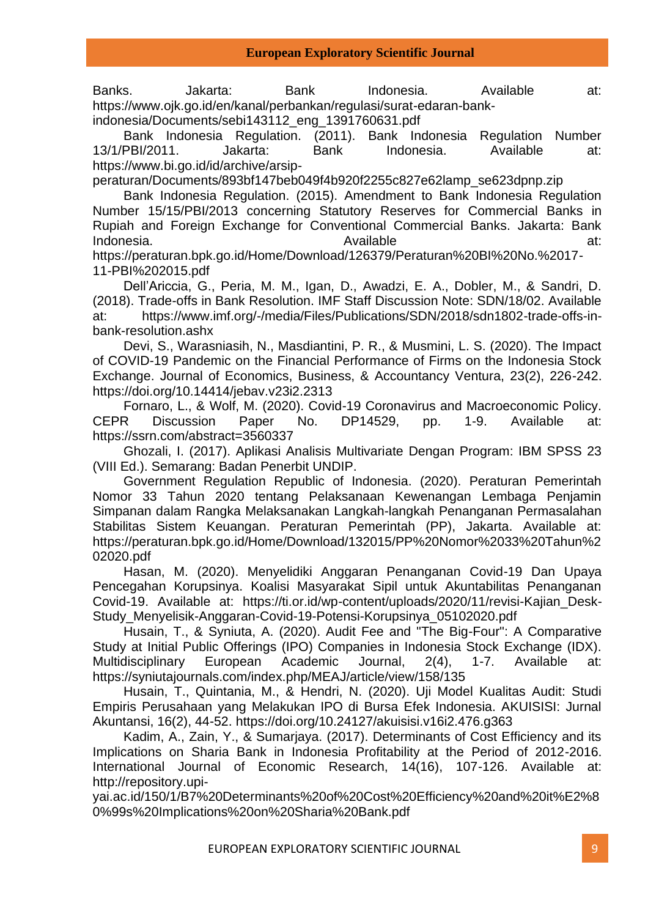Banks. Jakarta: Bank Indonesia. Available at: https://www.ojk.go.id/en/kanal/perbankan/regulasi/surat-edaran-bank-indonesia/Documents/sebi143112_eng_1391760631.pdf

Bank Indonesia Regulation. (2011). Bank Indonesia Regulation Number 13/1/PBI/2011. Jakarta: Bank Indonesia. Available at: https://www.bi.go.id/id/archive/arsip-peraturan/Documents/893bf147beb049f4b920f2255c827e62lamp_se623dpnp.zip

Bank Indonesia Regulation. (2015). Amendment to Bank Indonesia Regulation Number 15/15/PBI/2013 concerning Statutory Reserves for Commercial Banks in Rupiah and Foreign Exchange for Conventional Commercial Banks. Jakarta: Bank Indonesia. Available at: https://peraturan.bpk.go.id/Home/Download/126379/Peraturan%20BI%20No.%2017-11-PBI%202015.pdf

Dell'Ariccia, G., Peria, M. M., Igan, D., Awadzi, E. A., Dobler, M., & Sandri, D. (2018). Trade-offs in Bank Resolution. IMF Staff Discussion Note: SDN/18/02. Available at: https://www.imf.org/-/media/Files/Publications/SDN/2018/sdn1802-trade-offs-in-bank-resolution.ashx

Devi, S., Warasniasih, N., Masdiantini, P. R., & Musmini, L. S. (2020). The Impact of COVID-19 Pandemic on the Financial Performance of Firms on the Indonesia Stock Exchange. Journal of Economics, Business, & Accountancy Ventura, 23(2), 226-242. https://doi.org/10.14414/jebav.v23i2.2313

Fornaro, L., & Wolf, M. (2020). Covid-19 Coronavirus and Macroeconomic Policy. CEPR Discussion Paper No. DP14529, pp. 1-9. Available at: https://ssrn.com/abstract=3560337

Ghozali, I. (2017). Aplikasi Analisis Multivariate Dengan Program: IBM SPSS 23 (VIII Ed.). Semarang: Badan Penerbit UNDIP.

Government Regulation Republic of Indonesia. (2020). Peraturan Pemerintah Nomor 33 Tahun 2020 tentang Pelaksanaan Kewenangan Lembaga Penjamin Simpanan dalam Rangka Melaksanakan Langkah-langkah Penanganan Permasalahan Stabilitas Sistem Keuangan. Peraturan Pemerintah (PP), Jakarta. Available at: https://peraturan.bpk.go.id/Home/Download/132015/PP%20Nomor%2033%20Tahun%202020.pdf

Hasan, M. (2020). Menyelidiki Anggaran Penanganan Covid-19 Dan Upaya Pencegahan Korupsinya. Koalisi Masyarakat Sipil untuk Akuntabilitas Penanganan Covid-19. Available at: https://ti.or.id/wp-content/uploads/2020/11/revisi-Kajian_Desk-Study_Menyelisik-Anggaran-Covid-19-Potensi-Korupsinya_05102020.pdf

Husain, T., & Syniuta, A. (2020). Audit Fee and "The Big-Four": A Comparative Study at Initial Public Offerings (IPO) Companies in Indonesia Stock Exchange (IDX). Multidisciplinary European Academic Journal, 2(4), 1-7. Available at: https://syniutajournals.com/index.php/MEAJ/article/view/158/135

Husain, T., Quintania, M., & Hendri, N. (2020). Uji Model Kualitas Audit: Studi Empiris Perusahaan yang Melakukan IPO di Bursa Efek Indonesia. AKUISISI: Jurnal Akuntansi, 16(2), 44-52. https://doi.org/10.24127/akuisisi.v16i2.476.g363

Kadim, A., Zain, Y., & Sumarjaya. (2017). Determinants of Cost Efficiency and its Implications on Sharia Bank in Indonesia Profitability at the Period of 2012-2016. International Journal of Economic Research, 14(16), 107-126. Available at: http://repository.upi-yai.ac.id/150/1/B7%20Determinants%20of%20Cost%20Efficiency%20and%20it%E2%80%99s%20Implications%20on%20Sharia%20Bank.pdf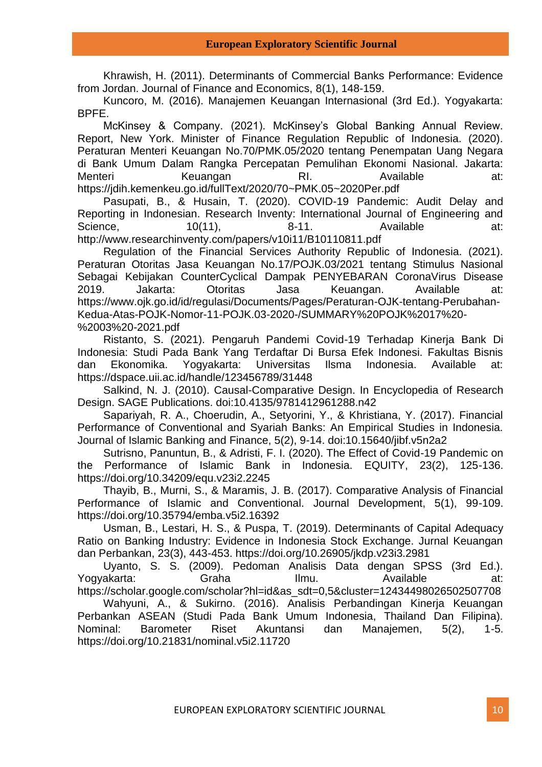Khrawish, H. (2011). Determinants of Commercial Banks Performance: Evidence from Jordan. Journal of Finance and Economics, 8(1), 148-159.

Kuncoro, M. (2016). Manajemen Keuangan Internasional (3rd Ed.). Yogyakarta: BPFE.

McKinsey & Company. (2021). McKinsey's Global Banking Annual Review. Report, New York. Minister of Finance Regulation Republic of Indonesia. (2020). Peraturan Menteri Keuangan No.70/PMK.05/2020 tentang Penempatan Uang Negara di Bank Umum Dalam Rangka Percepatan Pemulihan Ekonomi Nasional. Jakarta: Menteri Keuangan RI. Available at: https://jdih.kemenkeu.go.id/fullText/2020/70~PMK.05~2020Per.pdf

Pasupati, B., & Husain, T. (2020). COVID-19 Pandemic: Audit Delay and Reporting in Indonesian. Research Inventy: International Journal of Engineering and Science, 10(11), 8-11. Available at: http://www.researchinventy.com/papers/v10i11/B10110811.pdf

Regulation of the Financial Services Authority Republic of Indonesia. (2021). Peraturan Otoritas Jasa Keuangan No.17/POJK.03/2021 tentang Stimulus Nasional Sebagai Kebijakan CounterCyclical Dampak PENYEBARAN CoronaVirus Disease 2019. Jakarta: Otoritas Jasa Keuangan. Available at: https://www.ojk.go.id/id/regulasi/Documents/Pages/Peraturan-OJK-tentang-Perubahan-Kedua-Atas-POJK-Nomor-11-POJK.03-2020-/SUMMARY%20POJK%2017%20-%2003%20-2021.pdf

Ristanto, S. (2021). Pengaruh Pandemi Covid-19 Terhadap Kinerja Bank Di Indonesia: Studi Pada Bank Yang Terdaftar Di Bursa Efek Indonesi. Fakultas Bisnis dan Ekonomika. Yogyakarta: Universitas Ilsma Indonesia. Available at: https://dspace.uii.ac.id/handle/123456789/31448

Salkind, N. J. (2010). Causal-Comparative Design. In Encyclopedia of Research Design. SAGE Publications. doi:10.4135/9781412961288.n42

Sapariyah, R. A., Choerudin, A., Setyorini, Y., & Khristiana, Y. (2017). Financial Performance of Conventional and Syariah Banks: An Empirical Studies in Indonesia. Journal of Islamic Banking and Finance, 5(2), 9-14. doi:10.15640/jibf.v5n2a2

Sutrisno, Panuntun, B., & Adristi, F. I. (2020). The Effect of Covid-19 Pandemic on the Performance of Islamic Bank in Indonesia. EQUITY, 23(2), 125-136. https://doi.org/10.34209/equ.v23i2.2245

Thayib, B., Murni, S., & Maramis, J. B. (2017). Comparative Analysis of Financial Performance of Islamic and Conventional. Journal Development, 5(1), 99-109. https://doi.org/10.35794/emba.v5i2.16392

Usman, B., Lestari, H. S., & Puspa, T. (2019). Determinants of Capital Adequacy Ratio on Banking Industry: Evidence in Indonesia Stock Exchange. Jurnal Keuangan dan Perbankan, 23(3), 443-453. https://doi.org/10.26905/jkdp.v23i3.2981

Uyanto, S. S. (2009). Pedoman Analisis Data dengan SPSS (3rd Ed.). Yogyakarta: Graha Ilmu. Available at: https://scholar.google.com/scholar?hl=id&as_sdt=0,5&cluster=12434498026502507708

Wahyuni, A., & Sukirno. (2016). Analisis Perbandingan Kinerja Keuangan Perbankan ASEAN (Studi Pada Bank Umum Indonesia, Thailand Dan Filipina). Nominal: Barometer Riset Akuntansi dan Manajemen, 5(2), 1-5. https://doi.org/10.21831/nominal.v5i2.11720